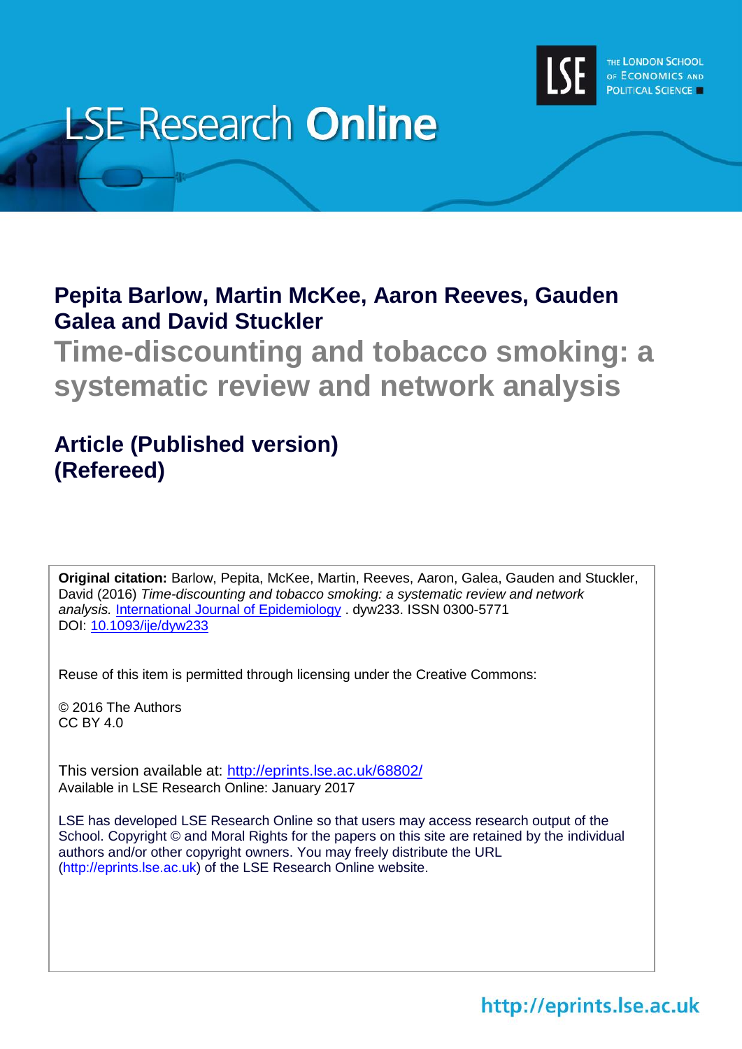LSE Research **Online**

THE LONDON SCHOOL OF ECONOMICS AND POLITICAL SCIENCE

**Pepita Barlow, Martin McKee, Aaron Reeves, Gauden Galea and David Stuckler**

# Time-discounting and tobacco smoking: a systematic review and network analysis

## Article (Published version) (Refereed)

**Original citation:** Barlow, Pepita, McKee, Martin, Reeves, Aaron, Galea, Gauden and Stuckler, David (2016) *Time-discounting and tobacco smoking: a systematic review and network analysis.* International Journal of Epidemiology . dyw233. ISSN 0300-5771
DOI: 10.1093/ije/dyw233

Reuse of this item is permitted through licensing under the Creative Commons:

© 2016 The Authors
CC BY 4.0

This version available at: http://eprints.lse.ac.uk/68802/
Available in LSE Research Online: January 2017

LSE has developed LSE Research Online so that users may access research output of the School. Copyright © and Moral Rights for the papers on this site are retained by the individual authors and/or other copyright owners. You may freely distribute the URL (http://eprints.lse.ac.uk) of the LSE Research Online website.

http://eprints.lse.ac.uk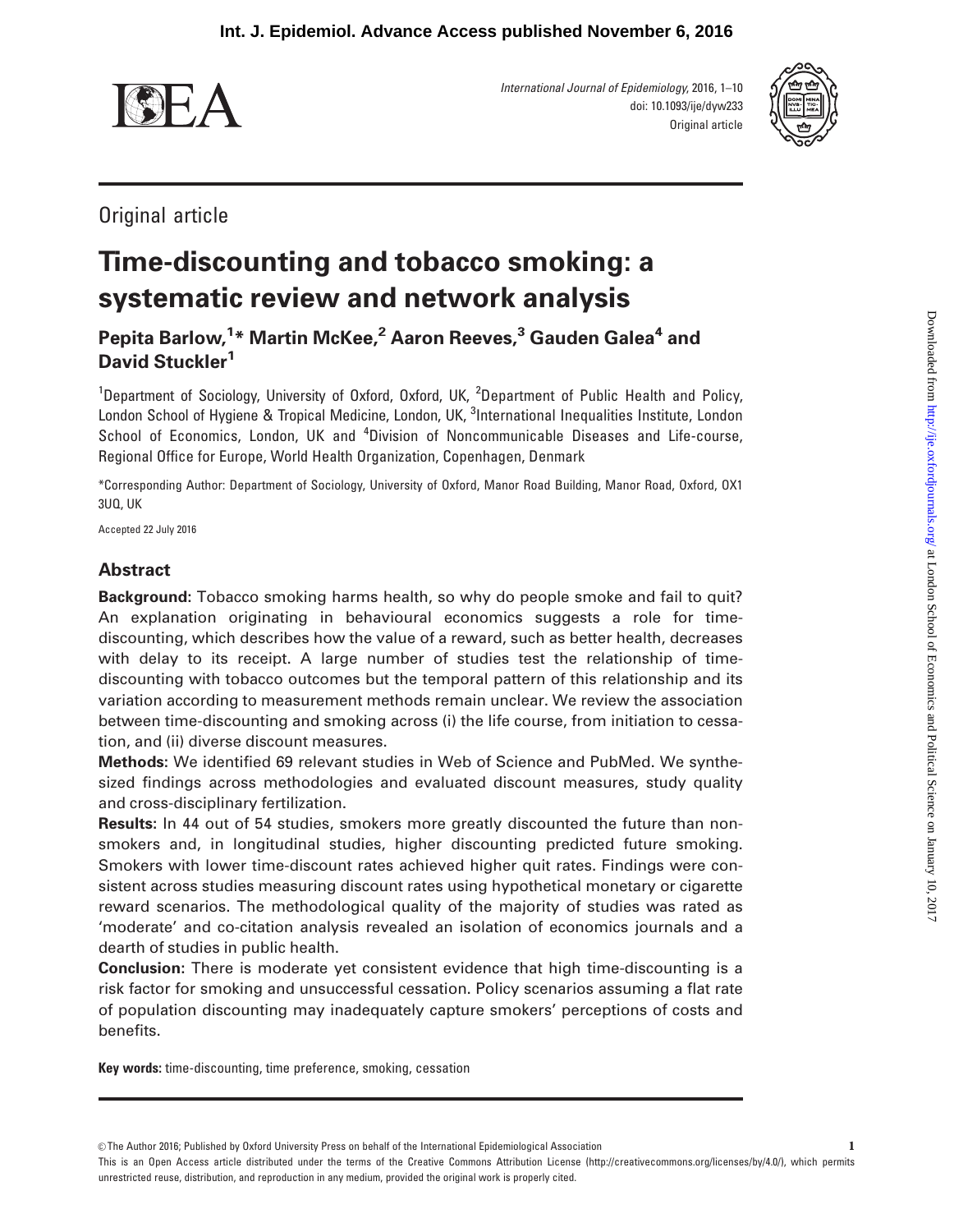Original article

# Time-discounting and tobacco smoking: a systematic review and network analysis

**Pepita Barlow,[1]* Martin McKee,[2] Aaron Reeves,[3] Gauden Galea[4] and David Stuckler[1]**

[1]Department of Sociology, University of Oxford, Oxford, UK, [2]Department of Public Health and Policy, London School of Hygiene & Tropical Medicine, London, UK, [3]International Inequalities Institute, London School of Economics, London, UK and [4]Division of Noncommunicable Diseases and Life-course, Regional Office for Europe, World Health Organization, Copenhagen, Denmark

*Corresponding Author: Department of Sociology, University of Oxford, Manor Road Building, Manor Road, Oxford, OX1 3UQ, UK

Accepted 22 July 2016

## Abstract

**Background:** Tobacco smoking harms health, so why do people smoke and fail to quit? An explanation originating in behavioural economics suggests a role for time-discounting, which describes how the value of a reward, such as better health, decreases with delay to its receipt. A large number of studies test the relationship of time-discounting with tobacco outcomes but the temporal pattern of this relationship and its variation according to measurement methods remain unclear. We review the association between time-discounting and smoking across (i) the life course, from initiation to cessation, and (ii) diverse discount measures.

**Methods:** We identified 69 relevant studies in Web of Science and PubMed. We synthesized findings across methodologies and evaluated discount measures, study quality and cross-disciplinary fertilization.

**Results:** In 44 out of 54 studies, smokers more greatly discounted the future than non-smokers and, in longitudinal studies, higher discounting predicted future smoking. Smokers with lower time-discount rates achieved higher quit rates. Findings were consistent across studies measuring discount rates using hypothetical monetary or cigarette reward scenarios. The methodological quality of the majority of studies was rated as 'moderate' and co-citation analysis revealed an isolation of economics journals and a dearth of studies in public health.

**Conclusion:** There is moderate yet consistent evidence that high time-discounting is a risk factor for smoking and unsuccessful cessation. Policy scenarios assuming a flat rate of population discounting may inadequately capture smokers' perceptions of costs and benefits.

**Key words:** time-discounting, time preference, smoking, cessation

© The Author 2016; Published by Oxford University Press on behalf of the International Epidemiological Association

This is an Open Access article distributed under the terms of the Creative Commons Attribution License (http://creativecommons.org/licenses/by/4.0/), which permits unrestricted reuse, distribution, and reproduction in any medium, provided the original work is properly cited.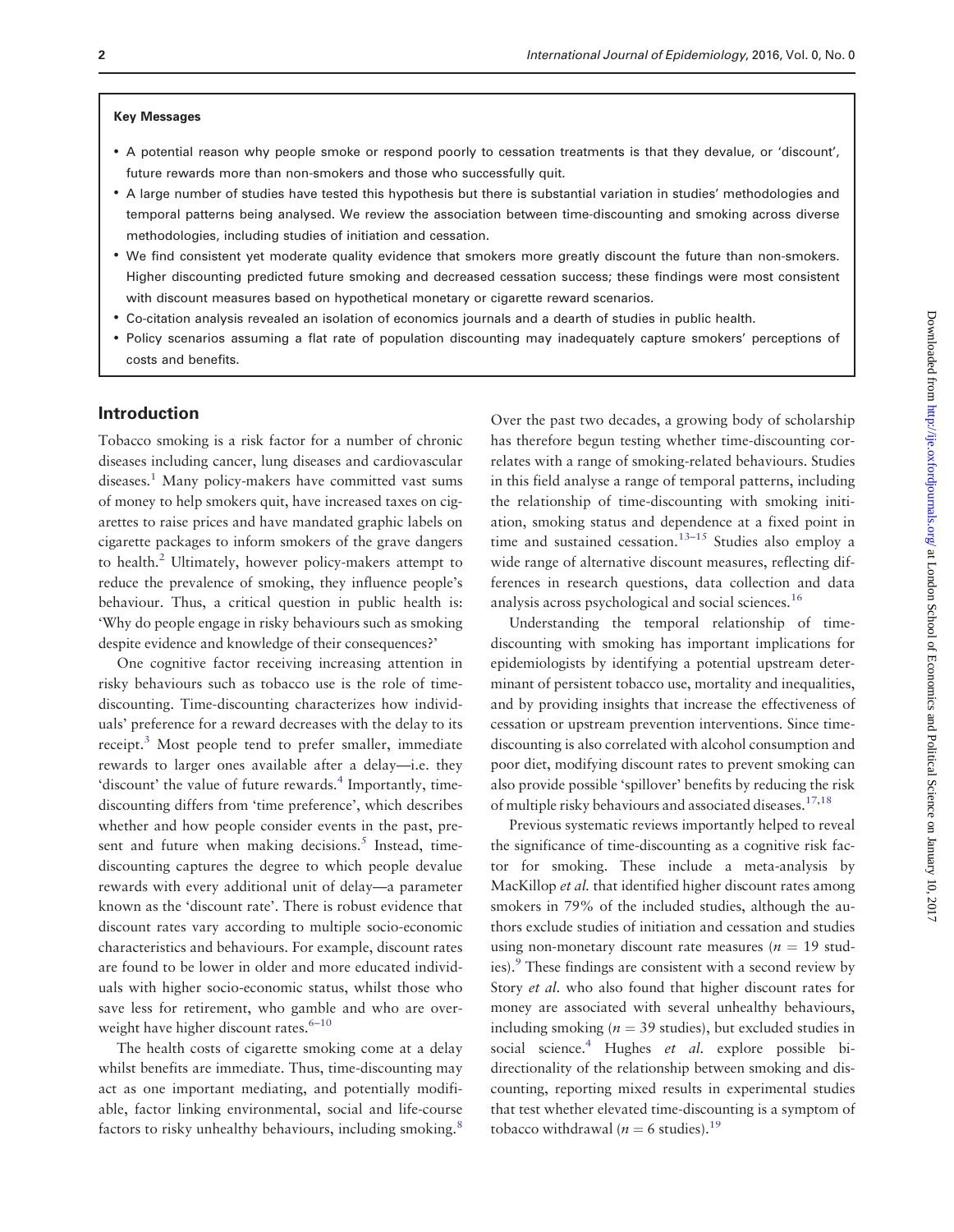**Key Messages**

- A potential reason why people smoke or respond poorly to cessation treatments is that they devalue, or 'discount', future rewards more than non-smokers and those who successfully quit.
- A large number of studies have tested this hypothesis but there is substantial variation in studies' methodologies and temporal patterns being analysed. We review the association between time-discounting and smoking across diverse methodologies, including studies of initiation and cessation.
- We find consistent yet moderate quality evidence that smokers more greatly discount the future than non-smokers. Higher discounting predicted future smoking and decreased cessation success; these findings were most consistent with discount measures based on hypothetical monetary or cigarette reward scenarios.
- Co-citation analysis revealed an isolation of economics journals and a dearth of studies in public health.
- Policy scenarios assuming a flat rate of population discounting may inadequately capture smokers' perceptions of costs and benefits.

## Introduction

Tobacco smoking is a risk factor for a number of chronic diseases including cancer, lung diseases and cardiovascular diseases.[1] Many policy-makers have committed vast sums of money to help smokers quit, have increased taxes on cigarettes to raise prices and have mandated graphic labels on cigarette packages to inform smokers of the grave dangers to health.[2] Ultimately, however policy-makers attempt to reduce the prevalence of smoking, they influence people's behaviour. Thus, a critical question in public health is: 'Why do people engage in risky behaviours such as smoking despite evidence and knowledge of their consequences?'

One cognitive factor receiving increasing attention in risky behaviours such as tobacco use is the role of time-discounting. Time-discounting characterizes how individuals' preference for a reward decreases with the delay to its receipt.[3] Most people tend to prefer smaller, immediate rewards to larger ones available after a delay—i.e. they 'discount' the value of future rewards.[4] Importantly, time-discounting differs from 'time preference', which describes whether and how people consider events in the past, present and future when making decisions.[5] Instead, time-discounting captures the degree to which people devalue rewards with every additional unit of delay—a parameter known as the 'discount rate'. There is robust evidence that discount rates vary according to multiple socio-economic characteristics and behaviours. For example, discount rates are found to be lower in older and more educated individuals with higher socio-economic status, whilst those who save less for retirement, who gamble and who are overweight have higher discount rates.[6–10]

The health costs of cigarette smoking come at a delay whilst benefits are immediate. Thus, time-discounting may act as one important mediating, and potentially modifiable, factor linking environmental, social and life-course factors to risky unhealthy behaviours, including smoking.[8] Over the past two decades, a growing body of scholarship has therefore begun testing whether time-discounting correlates with a range of smoking-related behaviours. Studies in this field analyse a range of temporal patterns, including the relationship of time-discounting with smoking initiation, smoking status and dependence at a fixed point in time and sustained cessation.[13–15] Studies also employ a wide range of alternative discount measures, reflecting differences in research questions, data collection and data analysis across psychological and social sciences.[16]

Understanding the temporal relationship of time-discounting with smoking has important implications for epidemiologists by identifying a potential upstream determinant of persistent tobacco use, mortality and inequalities, and by providing insights that increase the effectiveness of cessation or upstream prevention interventions. Since time-discounting is also correlated with alcohol consumption and poor diet, modifying discount rates to prevent smoking can also provide possible 'spillover' benefits by reducing the risk of multiple risky behaviours and associated diseases.[17,18]

Previous systematic reviews importantly helped to reveal the significance of time-discounting as a cognitive risk factor for smoking. These include a meta-analysis by MacKillop *et al.* that identified higher discount rates among smokers in 79% of the included studies, although the authors exclude studies of initiation and cessation and studies using non-monetary discount rate measures ($n$ = 19 studies).[9] These findings are consistent with a second review by Story *et al.* who also found that higher discount rates for money are associated with several unhealthy behaviours, including smoking ($n$ = 39 studies), but excluded studies in social science.[4] Hughes *et al.* explore possible bi-directionality of the relationship between smoking and discounting, reporting mixed results in experimental studies that test whether elevated time-discounting is a symptom of tobacco withdrawal ($n$ = 6 studies).[19]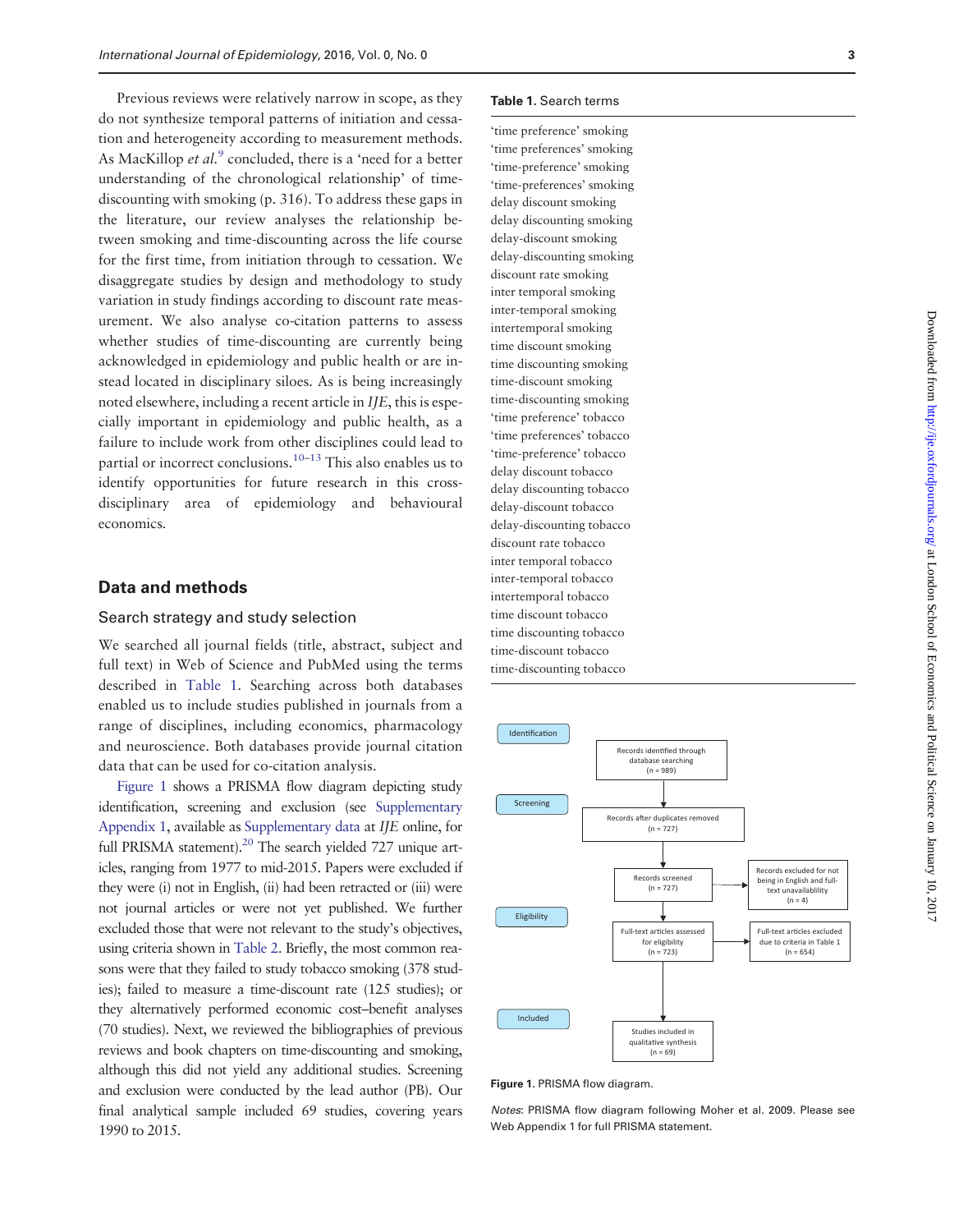Previous reviews were relatively narrow in scope, as they do not synthesize temporal patterns of initiation and cessation and heterogeneity according to measurement methods. As MacKillop *et al.*[9] concluded, there is a 'need for a better understanding of the chronological relationship' of time-discounting with smoking (p. 316). To address these gaps in the literature, our review analyses the relationship between smoking and time-discounting across the life course for the first time, from initiation through to cessation. We disaggregate studies by design and methodology to study variation in study findings according to discount rate measurement. We also analyse co-citation patterns to assess whether studies of time-discounting are currently being acknowledged in epidemiology and public health or are instead located in disciplinary siloes. As is being increasingly noted elsewhere, including a recent article in *IJE*, this is especially important in epidemiology and public health, as a failure to include work from other disciplines could lead to partial or incorrect conclusions.[10–13] This also enables us to identify opportunities for future research in this cross-disciplinary area of epidemiology and behavioural economics.

## Data and methods

### Search strategy and study selection

We searched all journal fields (title, abstract, subject and full text) in Web of Science and PubMed using the terms described in Table 1. Searching across both databases enabled us to include studies published in journals from a range of disciplines, including economics, pharmacology and neuroscience. Both databases provide journal citation data that can be used for co-citation analysis.

Figure 1 shows a PRISMA flow diagram depicting study identification, screening and exclusion (see Supplementary Appendix 1, available as Supplementary data at *IJE* online, for full PRISMA statement).[20] The search yielded 727 unique articles, ranging from 1977 to mid-2015. Papers were excluded if they were (i) not in English, (ii) had been retracted or (iii) were not journal articles or were not yet published. We further excluded those that were not relevant to the study's objectives, using criteria shown in Table 2. Briefly, the most common reasons were that they failed to study tobacco smoking (378 studies); failed to measure a time-discount rate (125 studies); or they alternatively performed economic cost–benefit analyses (70 studies). Next, we reviewed the bibliographies of previous reviews and book chapters on time-discounting and smoking, although this did not yield any additional studies. Screening and exclusion were conducted by the lead author (PB). Our final analytical sample included 69 studies, covering years 1990 to 2015.

**Table 1.** Search terms

| |
|---|
| 'time preference' smoking |
| 'time preferences' smoking |
| 'time-preference' smoking |
| 'time-preferences' smoking |
| delay discount smoking |
| delay discounting smoking |
| delay-discount smoking |
| delay-discounting smoking |
| discount rate smoking |
| inter temporal smoking |
| inter-temporal smoking |
| intertemporal smoking |
| time discount smoking |
| time discounting smoking |
| time-discount smoking |
| time-discounting smoking |
| 'time preference' tobacco |
| 'time preferences' tobacco |
| 'time-preference' tobacco |
| delay discount tobacco |
| delay discounting tobacco |
| delay-discount tobacco |
| delay-discounting tobacco |
| discount rate tobacco |
| inter temporal tobacco |
| inter-temporal tobacco |
| intertemporal tobacco |
| time discount tobacco |
| time discounting tobacco |
| time-discount tobacco |
| time-discounting tobacco |

Identification: Records identified through database searching (n = 989)

Screening: Records after duplicates removed (n = 727) → Records screened (n = 727) → Records excluded for not being in English and full-text unavailablility (n = 4)

Eligibility: Full-text articles assessed for eligibility (n = 723) → Full-text articles excluded due to criteria in Table 1 (n = 654)

Included: Studies included in qualitative synthesis (n = 69)

**Figure 1.** PRISMA flow diagram.

*Notes*: PRISMA flow diagram following Moher et al. 2009. Please see Web Appendix 1 for full PRISMA statement.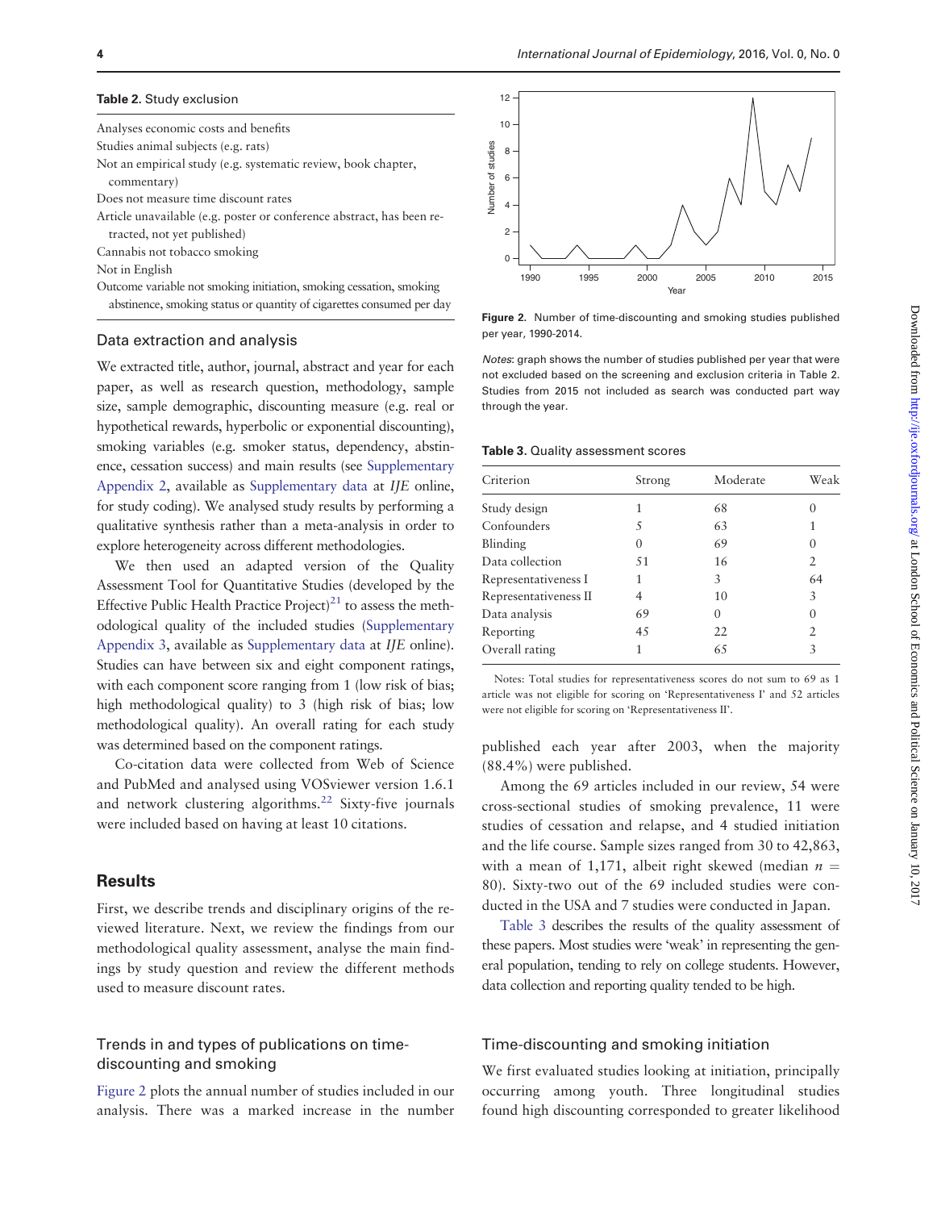**Table 2.** Study exclusion

Analyses economic costs and benefits
Studies animal subjects (e.g. rats)
Not an empirical study (e.g. systematic review, book chapter, commentary)
Does not measure time discount rates
Article unavailable (e.g. poster or conference abstract, has been retracted, not yet published)
Cannabis not tobacco smoking
Not in English
Outcome variable not smoking initiation, smoking cessation, smoking abstinence, smoking status or quantity of cigarettes consumed per day

### Data extraction and analysis

We extracted title, author, journal, abstract and year for each paper, as well as research question, methodology, sample size, sample demographic, discounting measure (e.g. real or hypothetical rewards, hyperbolic or exponential discounting), smoking variables (e.g. smoker status, dependency, abstinence, cessation success) and main results (see Supplementary Appendix 2, available as Supplementary data at *IJE* online, for study coding). We analysed study results by performing a qualitative synthesis rather than a meta-analysis in order to explore heterogeneity across different methodologies.

We then used an adapted version of the Quality Assessment Tool for Quantitative Studies (developed by the Effective Public Health Practice Project)[21] to assess the methodological quality of the included studies (Supplementary Appendix 3, available as Supplementary data at *IJE* online). Studies can have between six and eight component ratings, with each component score ranging from 1 (low risk of bias; high methodological quality) to 3 (high risk of bias; low methodological quality). An overall rating for each study was determined based on the component ratings.

Co-citation data were collected from Web of Science and PubMed and analysed using VOSviewer version 1.6.1 and network clustering algorithms.[22] Sixty-five journals were included based on having at least 10 citations.

## Results

First, we describe trends and disciplinary origins of the reviewed literature. Next, we review the findings from our methodological quality assessment, analyse the main findings by study question and review the different methods used to measure discount rates.

### Trends in and types of publications on time-discounting and smoking

Figure 2 plots the annual number of studies included in our analysis. There was a marked increase in the number published each year after 2003, when the majority (88.4%) were published.

**Figure 2.** Number of time-discounting and smoking studies published per year, 1990-2014.

*Notes*: graph shows the number of studies published per year that were not excluded based on the screening and exclusion criteria in Table 2. Studies from 2015 not included as search was conducted part way through the year.

**Table 3.** Quality assessment scores

| Criterion | Strong | Moderate | Weak |
|---|---|---|---|
| Study design | 1 | 68 | 0 |
| Confounders | 5 | 63 | 1 |
| Blinding | 0 | 69 | 0 |
| Data collection | 51 | 16 | 2 |
| Representativeness I | 1 | 3 | 64 |
| Representativeness II | 4 | 10 | 3 |
| Data analysis | 69 | 0 | 0 |
| Reporting | 45 | 22 | 2 |
| Overall rating | 1 | 65 | 3 |

Notes: Total studies for representativeness scores do not sum to 69 as 1 article was not eligible for scoring on 'Representativeness I' and 52 articles were not eligible for scoring on 'Representativeness II'.

Among the 69 articles included in our review, 54 were cross-sectional studies of smoking prevalence, 11 were studies of cessation and relapse, and 4 studied initiation and the life course. Sample sizes ranged from 30 to 42,863, with a mean of 1,171, albeit right skewed (median $n$ = 80). Sixty-two out of the 69 included studies were conducted in the USA and 7 studies were conducted in Japan.

Table 3 describes the results of the quality assessment of these papers. Most studies were 'weak' in representing the general population, tending to rely on college students. However, data collection and reporting quality tended to be high.

### Time-discounting and smoking initiation

We first evaluated studies looking at initiation, principally occurring among youth. Three longitudinal studies found high discounting corresponded to greater likelihood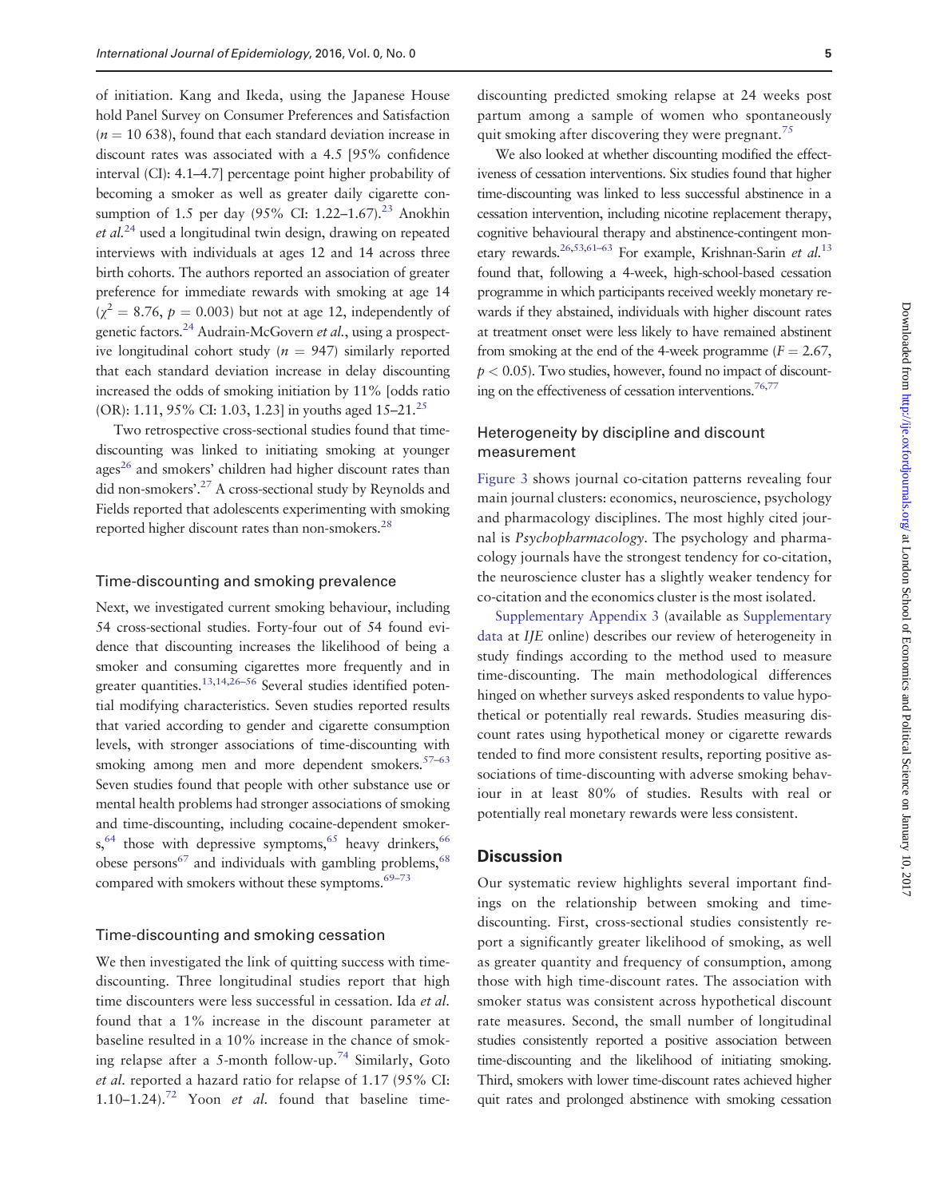of initiation. Kang and Ikeda, using the Japanese House hold Panel Survey on Consumer Preferences and Satisfaction ($n = 10\ 638$), found that each standard deviation increase in discount rates was associated with a 4.5 [95% confidence interval (CI): 4.1–4.7] percentage point higher probability of becoming a smoker as well as greater daily cigarette consumption of 1.5 per day (95% CI: 1.22–1.67).[23] Anokhin *et al.*[24] used a longitudinal twin design, drawing on repeated interviews with individuals at ages 12 and 14 across three birth cohorts. The authors reported an association of greater preference for immediate rewards with smoking at age 14 ($\chi^2 = 8.76$, $p = 0.003$) but not at age 12, independently of genetic factors.[24] Audrain-McGovern *et al.*, using a prospective longitudinal cohort study ($n = 947$) similarly reported that each standard deviation increase in delay discounting increased the odds of smoking initiation by 11% [odds ratio (OR): 1.11, 95% CI: 1.03, 1.23] in youths aged 15–21.[25]

Two retrospective cross-sectional studies found that time-discounting was linked to initiating smoking at younger ages[26] and smokers' children had higher discount rates than did non-smokers'.[27] A cross-sectional study by Reynolds and Fields reported that adolescents experimenting with smoking reported higher discount rates than non-smokers.[28]

### Time-discounting and smoking prevalence

Next, we investigated current smoking behaviour, including 54 cross-sectional studies. Forty-four out of 54 found evidence that discounting increases the likelihood of being a smoker and consuming cigarettes more frequently and in greater quantities.[13,14,26–56] Several studies identified potential modifying characteristics. Seven studies reported results that varied according to gender and cigarette consumption levels, with stronger associations of time-discounting with smoking among men and more dependent smokers.[57–63] Seven studies found that people with other substance use or mental health problems had stronger associations of smoking and time-discounting, including cocaine-dependent smokers,[64] those with depressive symptoms,[65] heavy drinkers,[66] obese persons[67] and individuals with gambling problems,[68] compared with smokers without these symptoms.[69–73]

### Time-discounting and smoking cessation

We then investigated the link of quitting success with time-discounting. Three longitudinal studies report that high time discounters were less successful in cessation. Ida *et al.* found that a 1% increase in the discount parameter at baseline resulted in a 10% increase in the chance of smoking relapse after a 5-month follow-up.[74] Similarly, Goto *et al.* reported a hazard ratio for relapse of 1.17 (95% CI: 1.10–1.24).[72] Yoon *et al.* found that baseline time-discounting predicted smoking relapse at 24 weeks post partum among a sample of women who spontaneously quit smoking after discovering they were pregnant.[75]

We also looked at whether discounting modified the effectiveness of cessation interventions. Six studies found that higher time-discounting was linked to less successful abstinence in a cessation intervention, including nicotine replacement therapy, cognitive behavioural therapy and abstinence-contingent monetary rewards.[26,53,61–63] For example, Krishnan-Sarin *et al.*[13] found that, following a 4-week, high-school-based cessation programme in which participants received weekly monetary rewards if they abstained, individuals with higher discount rates at treatment onset were less likely to have remained abstinent from smoking at the end of the 4-week programme ($F = 2.67$, $p < 0.05$). Two studies, however, found no impact of discounting on the effectiveness of cessation interventions.[76,77]

### Heterogeneity by discipline and discount measurement

Figure 3 shows journal co-citation patterns revealing four main journal clusters: economics, neuroscience, psychology and pharmacology disciplines. The most highly cited journal is *Psychopharmacology*. The psychology and pharmacology journals have the strongest tendency for co-citation, the neuroscience cluster has a slightly weaker tendency for co-citation and the economics cluster is the most isolated.

Supplementary Appendix 3 (available as Supplementary data at *IJE* online) describes our review of heterogeneity in study findings according to the method used to measure time-discounting. The main methodological differences hinged on whether surveys asked respondents to value hypothetical or potentially real rewards. Studies measuring discount rates using hypothetical money or cigarette rewards tended to find more consistent results, reporting positive associations of time-discounting with adverse smoking behaviour in at least 80% of studies. Results with real or potentially real monetary rewards were less consistent.

## Discussion

Our systematic review highlights several important findings on the relationship between smoking and time-discounting. First, cross-sectional studies consistently report a significantly greater likelihood of smoking, as well as greater quantity and frequency of consumption, among those with high time-discount rates. The association with smoker status was consistent across hypothetical discount rate measures. Second, the small number of longitudinal studies consistently reported a positive association between time-discounting and the likelihood of initiating smoking. Third, smokers with lower time-discount rates achieved higher quit rates and prolonged abstinence with smoking cessation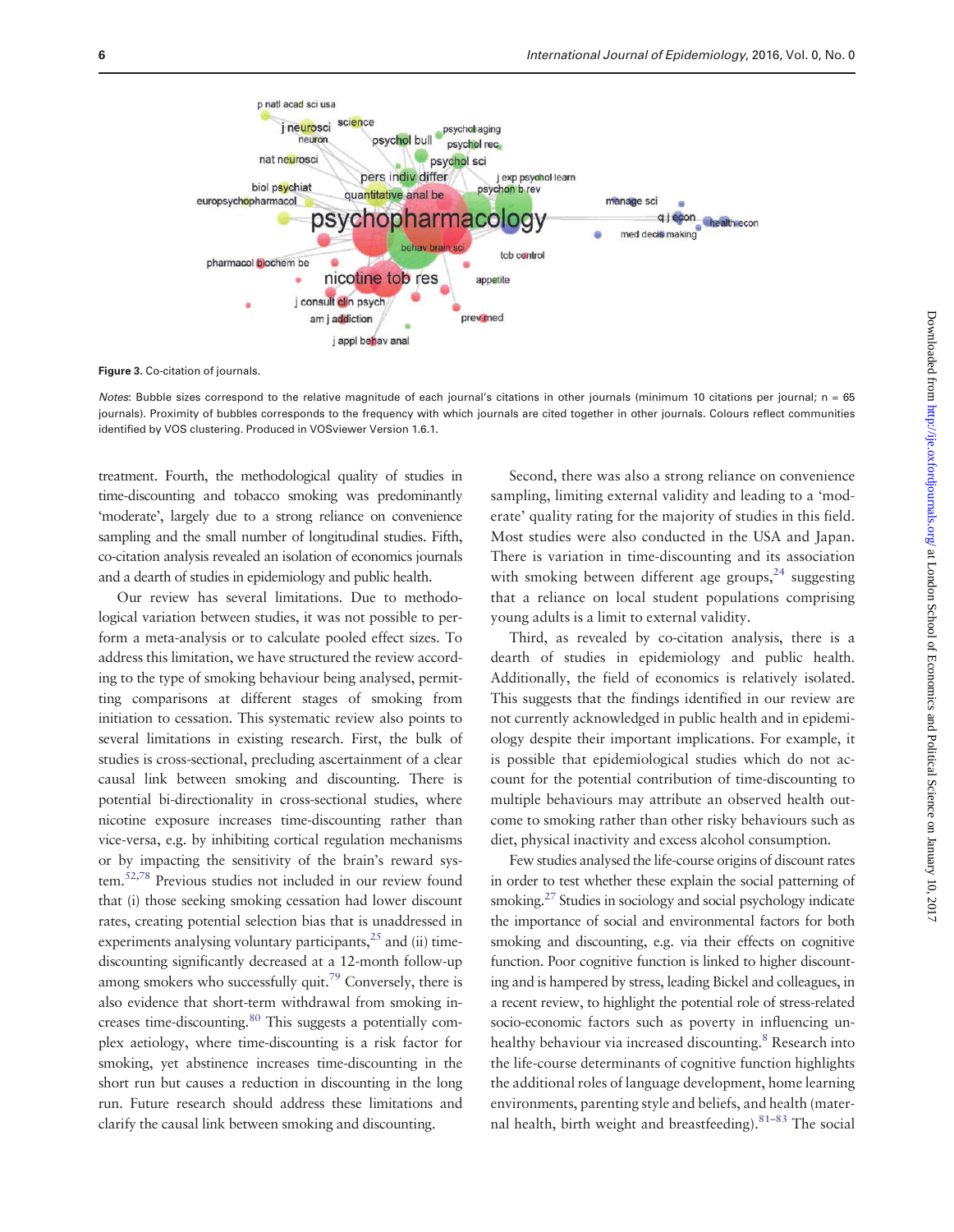Figure 3. Co-citation of journals.

*Notes*: Bubble sizes correspond to the relative magnitude of each journal's citations in other journals (minimum 10 citations per journal; n = 65 journals). Proximity of bubbles corresponds to the frequency with which journals are cited together in other journals. Colours reflect communities identified by VOS clustering. Produced in VOSviewer Version 1.6.1.

treatment. Fourth, the methodological quality of studies in time-discounting and tobacco smoking was predominantly 'moderate', largely due to a strong reliance on convenience sampling and the small number of longitudinal studies. Fifth, co-citation analysis revealed an isolation of economics journals and a dearth of studies in epidemiology and public health.

Our review has several limitations. Due to methodological variation between studies, it was not possible to perform a meta-analysis or to calculate pooled effect sizes. To address this limitation, we have structured the review according to the type of smoking behaviour being analysed, permitting comparisons at different stages of smoking from initiation to cessation. This systematic review also points to several limitations in existing research. First, the bulk of studies is cross-sectional, precluding ascertainment of a clear causal link between smoking and discounting. There is potential bi-directionality in cross-sectional studies, where nicotine exposure increases time-discounting rather than vice-versa, e.g. by inhibiting cortical regulation mechanisms or by impacting the sensitivity of the brain's reward system.[52,78] Previous studies not included in our review found that (i) those seeking smoking cessation had lower discount rates, creating potential selection bias that is unaddressed in experiments analysing voluntary participants,[25] and (ii) time-discounting significantly decreased at a 12-month follow-up among smokers who successfully quit.[79] Conversely, there is also evidence that short-term withdrawal from smoking increases time-discounting.[80] This suggests a potentially complex aetiology, where time-discounting is a risk factor for smoking, yet abstinence increases time-discounting in the short run but causes a reduction in discounting in the long run. Future research should address these limitations and clarify the causal link between smoking and discounting.

Second, there was also a strong reliance on convenience sampling, limiting external validity and leading to a 'moderate' quality rating for the majority of studies in this field. Most studies were also conducted in the USA and Japan. There is variation in time-discounting and its association with smoking between different age groups,[24] suggesting that a reliance on local student populations comprising young adults is a limit to external validity.

Third, as revealed by co-citation analysis, there is a dearth of studies in epidemiology and public health. Additionally, the field of economics is relatively isolated. This suggests that the findings identified in our review are not currently acknowledged in public health and in epidemiology despite their important implications. For example, it is possible that epidemiological studies which do not account for the potential contribution of time-discounting to multiple behaviours may attribute an observed health outcome to smoking rather than other risky behaviours such as diet, physical inactivity and excess alcohol consumption.

Few studies analysed the life-course origins of discount rates in order to test whether these explain the social patterning of smoking.[27] Studies in sociology and social psychology indicate the importance of social and environmental factors for both smoking and discounting, e.g. via their effects on cognitive function. Poor cognitive function is linked to higher discounting and is hampered by stress, leading Bickel and colleagues, in a recent review, to highlight the potential role of stress-related socio-economic factors such as poverty in influencing unhealthy behaviour via increased discounting.[8] Research into the life-course determinants of cognitive function highlights the additional roles of language development, home learning environments, parenting style and beliefs, and health (maternal health, birth weight and breastfeeding).[81–83] The social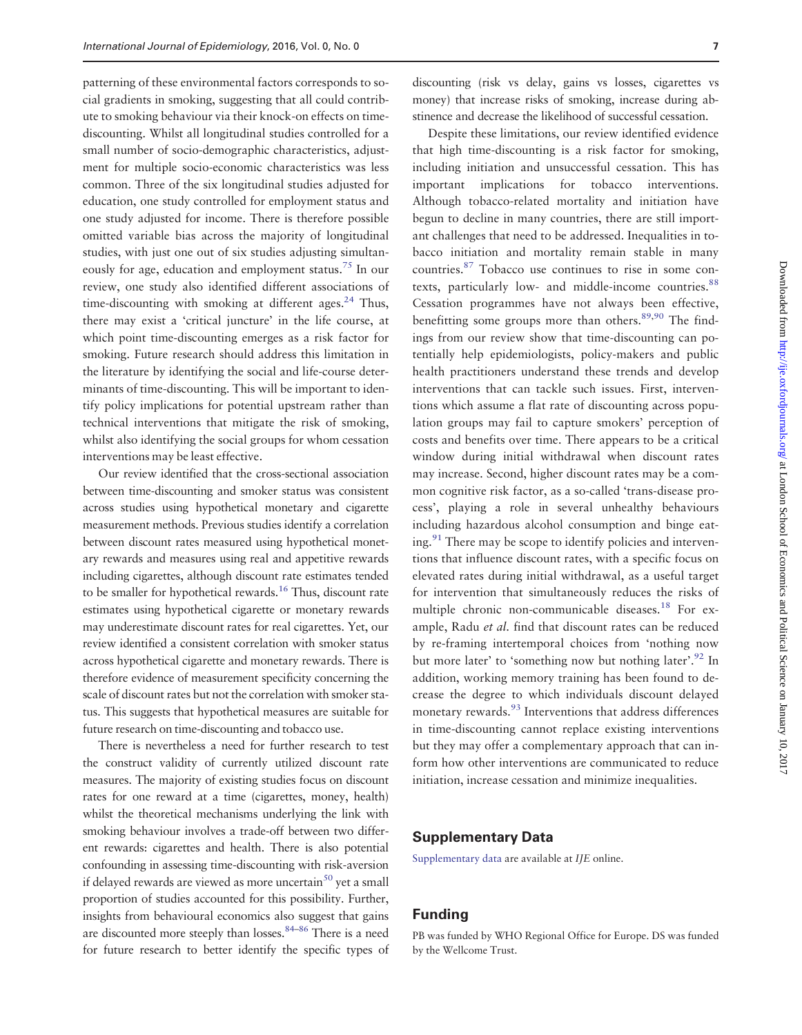patterning of these environmental factors corresponds to social gradients in smoking, suggesting that all could contribute to smoking behaviour via their knock-on effects on time-discounting. Whilst all longitudinal studies controlled for a small number of socio-demographic characteristics, adjustment for multiple socio-economic characteristics was less common. Three of the six longitudinal studies adjusted for education, one study controlled for employment status and one study adjusted for income. There is therefore possible omitted variable bias across the majority of longitudinal studies, with just one out of six studies adjusting simultaneously for age, education and employment status.[75] In our review, one study also identified different associations of time-discounting with smoking at different ages.[24] Thus, there may exist a 'critical juncture' in the life course, at which point time-discounting emerges as a risk factor for smoking. Future research should address this limitation in the literature by identifying the social and life-course determinants of time-discounting. This will be important to identify policy implications for potential upstream rather than technical interventions that mitigate the risk of smoking, whilst also identifying the social groups for whom cessation interventions may be least effective.

Our review identified that the cross-sectional association between time-discounting and smoker status was consistent across studies using hypothetical monetary and cigarette measurement methods. Previous studies identify a correlation between discount rates measured using hypothetical monetary rewards and measures using real and appetitive rewards including cigarettes, although discount rate estimates tended to be smaller for hypothetical rewards.[16] Thus, discount rate estimates using hypothetical cigarette or monetary rewards may underestimate discount rates for real cigarettes. Yet, our review identified a consistent correlation with smoker status across hypothetical cigarette and monetary rewards. There is therefore evidence of measurement specificity concerning the scale of discount rates but not the correlation with smoker status. This suggests that hypothetical measures are suitable for future research on time-discounting and tobacco use.

There is nevertheless a need for further research to test the construct validity of currently utilized discount rate measures. The majority of existing studies focus on discount rates for one reward at a time (cigarettes, money, health) whilst the theoretical mechanisms underlying the link with smoking behaviour involves a trade-off between two different rewards: cigarettes and health. There is also potential confounding in assessing time-discounting with risk-aversion if delayed rewards are viewed as more uncertain[50] yet a small proportion of studies accounted for this possibility. Further, insights from behavioural economics also suggest that gains are discounted more steeply than losses.[84–86] There is a need for future research to better identify the specific types of discounting (risk vs delay, gains vs losses, cigarettes vs money) that increase risks of smoking, increase during abstinence and decrease the likelihood of successful cessation.

Despite these limitations, our review identified evidence that high time-discounting is a risk factor for smoking, including initiation and unsuccessful cessation. This has important implications for tobacco interventions. Although tobacco-related mortality and initiation have begun to decline in many countries, there are still important challenges that need to be addressed. Inequalities in tobacco initiation and mortality remain stable in many countries.[87] Tobacco use continues to rise in some contexts, particularly low- and middle-income countries.[88] Cessation programmes have not always been effective, benefitting some groups more than others.[89,90] The findings from our review show that time-discounting can potentially help epidemiologists, policy-makers and public health practitioners understand these trends and develop interventions that can tackle such issues. First, interventions which assume a flat rate of discounting across population groups may fail to capture smokers' perception of costs and benefits over time. There appears to be a critical window during initial withdrawal when discount rates may increase. Second, higher discount rates may be a common cognitive risk factor, as a so-called 'trans-disease process', playing a role in several unhealthy behaviours including hazardous alcohol consumption and binge eating.[91] There may be scope to identify policies and interventions that influence discount rates, with a specific focus on elevated rates during initial withdrawal, as a useful target for intervention that simultaneously reduces the risks of multiple chronic non-communicable diseases.[18] For example, Radu *et al.* find that discount rates can be reduced by re-framing intertemporal choices from 'nothing now but more later' to 'something now but nothing later'.[92] In addition, working memory training has been found to decrease the degree to which individuals discount delayed monetary rewards.[93] Interventions that address differences in time-discounting cannot replace existing interventions but they may offer a complementary approach that can inform how other interventions are communicated to reduce initiation, increase cessation and minimize inequalities.

## Supplementary Data

Supplementary data are available at *IJE* online.

## Funding

PB was funded by WHO Regional Office for Europe. DS was funded by the Wellcome Trust.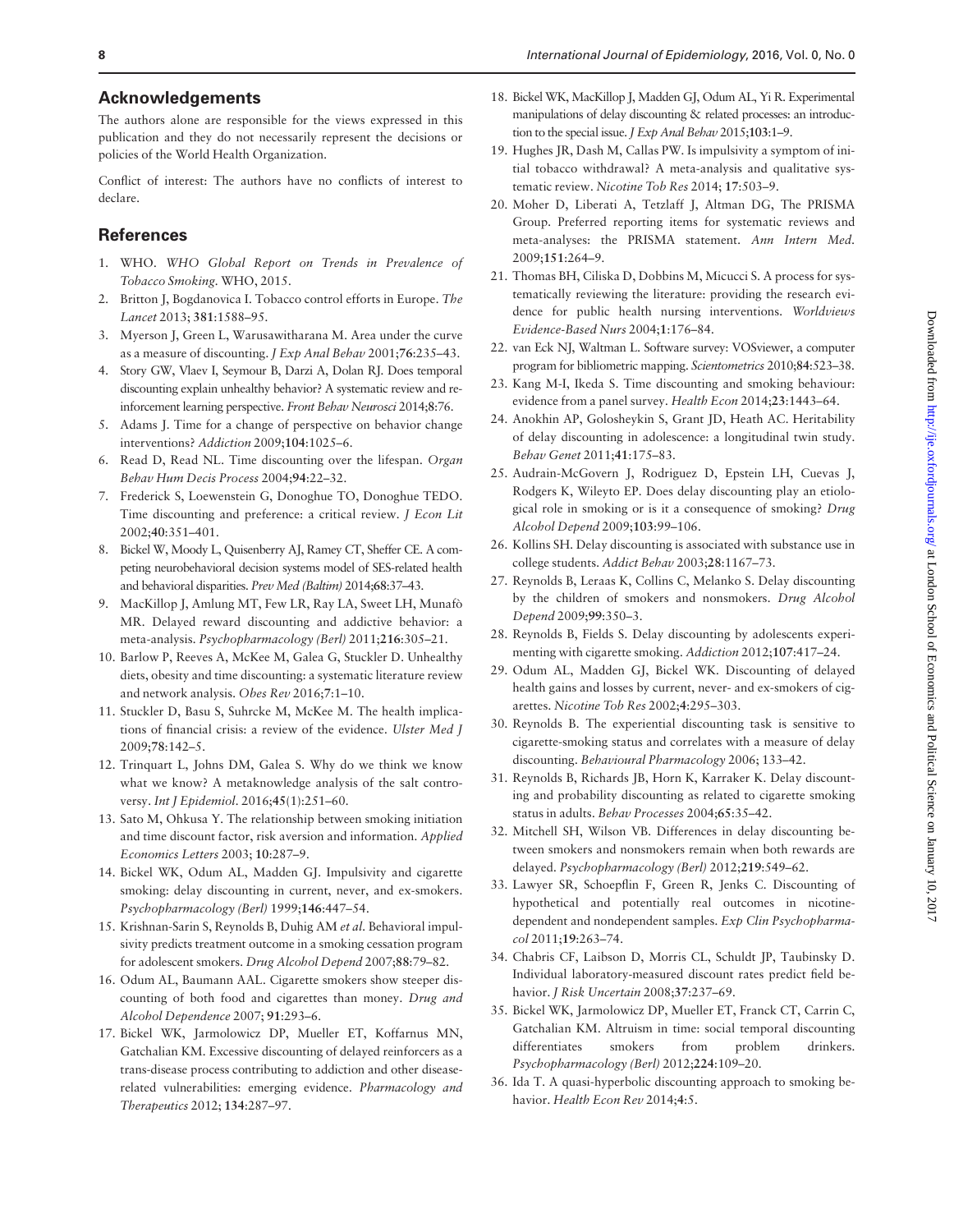## Acknowledgements

The authors alone are responsible for the views expressed in this publication and they do not necessarily represent the decisions or policies of the World Health Organization.

Conflict of interest: The authors have no conflicts of interest to declare.

## References

1. WHO. *WHO Global Report on Trends in Prevalence of Tobacco Smoking*. WHO, 2015.
2. Britton J, Bogdanovica I. Tobacco control efforts in Europe. *The Lancet* 2013; **381**:1588–95.
3. Myerson J, Green L, Warusawitharana M. Area under the curve as a measure of discounting. *J Exp Anal Behav* 2001;**76**:235–43.
4. Story GW, Vlaev I, Seymour B, Darzi A, Dolan RJ. Does temporal discounting explain unhealthy behavior? A systematic review and reinforcement learning perspective. *Front Behav Neurosci* 2014;**8**:76.
5. Adams J. Time for a change of perspective on behavior change interventions? *Addiction* 2009;**104**:1025–6.
6. Read D, Read NL. Time discounting over the lifespan. *Organ Behav Hum Decis Process* 2004;**94**:22–32.
7. Frederick S, Loewenstein G, Donoghue TO, Donoghue TEDO. Time discounting and preference: a critical review. *J Econ Lit* 2002;**40**:351–401.
8. Bickel W, Moody L, Quisenberry AJ, Ramey CT, Sheffer CE. A competing neurobehavioral decision systems model of SES-related health and behavioral disparities. *Prev Med (Baltim)* 2014;**68**:37–43.
9. MacKillop J, Amlung MT, Few LR, Ray LA, Sweet LH, Munafò MR. Delayed reward discounting and addictive behavior: a meta-analysis. *Psychopharmacology (Berl)* 2011;**216**:305–21.
10. Barlow P, Reeves A, McKee M, Galea G, Stuckler D. Unhealthy diets, obesity and time discounting: a systematic literature review and network analysis. *Obes Rev* 2016;**7**:1–10.
11. Stuckler D, Basu S, Suhrcke M, McKee M. The health implications of financial crisis: a review of the evidence. *Ulster Med J* 2009;**78**:142–5.
12. Trinquart L, Johns DM, Galea S. Why do we think we know what we know? A metaknowledge analysis of the salt controversy. *Int J Epidemiol*. 2016;**45**(1):251–60.
13. Sato M, Ohkusa Y. The relationship between smoking initiation and time discount factor, risk aversion and information. *Applied Economics Letters* 2003; **10**:287–9.
14. Bickel WK, Odum AL, Madden GJ. Impulsivity and cigarette smoking: delay discounting in current, never, and ex-smokers. *Psychopharmacology (Berl)* 1999;**146**:447–54.
15. Krishnan-Sarin S, Reynolds B, Duhig AM *et al*. Behavioral impulsivity predicts treatment outcome in a smoking cessation program for adolescent smokers. *Drug Alcohol Depend* 2007;**88**:79–82.
16. Odum AL, Baumann AAL. Cigarette smokers show steeper discounting of both food and cigarettes than money. *Drug and Alcohol Dependence* 2007; **91**:293–6.
17. Bickel WK, Jarmolowicz DP, Mueller ET, Koffarnus MN, Gatchalian KM. Excessive discounting of delayed reinforcers as a trans-disease process contributing to addiction and other disease-related vulnerabilities: emerging evidence. *Pharmacology and Therapeutics* 2012; **134**:287–97.
18. Bickel WK, MacKillop J, Madden GJ, Odum AL, Yi R. Experimental manipulations of delay discounting & related processes: an introduction to the special issue. *J Exp Anal Behav* 2015;**103**:1–9.
19. Hughes JR, Dash M, Callas PW. Is impulsivity a symptom of initial tobacco withdrawal? A meta-analysis and qualitative systematic review. *Nicotine Tob Res* 2014; **17**:503–9.
20. Moher D, Liberati A, Tetzlaff J, Altman DG, The PRISMA Group. Preferred reporting items for systematic reviews and meta-analyses: the PRISMA statement. *Ann Intern Med*. 2009;**151**:264–9.
21. Thomas BH, Ciliska D, Dobbins M, Micucci S. A process for systematically reviewing the literature: providing the research evidence for public health nursing interventions. *Worldviews Evidence-Based Nurs* 2004;**1**:176–84.
22. van Eck NJ, Waltman L. Software survey: VOSviewer, a computer program for bibliometric mapping. *Scientometrics* 2010;**84**:523–38.
23. Kang M-I, Ikeda S. Time discounting and smoking behaviour: evidence from a panel survey. *Health Econ* 2014;**23**:1443–64.
24. Anokhin AP, Golosheykin S, Grant JD, Heath AC. Heritability of delay discounting in adolescence: a longitudinal twin study. *Behav Genet* 2011;**41**:175–83.
25. Audrain-McGovern J, Rodriguez D, Epstein LH, Cuevas J, Rodgers K, Wileyto EP. Does delay discounting play an etiological role in smoking or is it a consequence of smoking? *Drug Alcohol Depend* 2009;**103**:99–106.
26. Kollins SH. Delay discounting is associated with substance use in college students. *Addict Behav* 2003;**28**:1167–73.
27. Reynolds B, Leraas K, Collins C, Melanko S. Delay discounting by the children of smokers and nonsmokers. *Drug Alcohol Depend* 2009;**99**:350–3.
28. Reynolds B, Fields S. Delay discounting by adolescents experimenting with cigarette smoking. *Addiction* 2012;**107**:417–24.
29. Odum AL, Madden GJ, Bickel WK. Discounting of delayed health gains and losses by current, never- and ex-smokers of cigarettes. *Nicotine Tob Res* 2002;**4**:295–303.
30. Reynolds B. The experiential discounting task is sensitive to cigarette-smoking status and correlates with a measure of delay discounting. *Behavioural Pharmacology* 2006; 133–42.
31. Reynolds B, Richards JB, Horn K, Karraker K. Delay discounting and probability discounting as related to cigarette smoking status in adults. *Behav Processes* 2004;**65**:35–42.
32. Mitchell SH, Wilson VB. Differences in delay discounting between smokers and nonsmokers remain when both rewards are delayed. *Psychopharmacology (Berl)* 2012;**219**:549–62.
33. Lawyer SR, Schoepflin F, Green R, Jenks C. Discounting of hypothetical and potentially real outcomes in nicotine-dependent and nondependent samples. *Exp Clin Psychopharmacol* 2011;**19**:263–74.
34. Chabris CF, Laibson D, Morris CL, Schuldt JP, Taubinsky D. Individual laboratory-measured discount rates predict field behavior. *J Risk Uncertain* 2008;**37**:237–69.
35. Bickel WK, Jarmolowicz DP, Mueller ET, Franck CT, Carrin C, Gatchalian KM. Altruism in time: social temporal discounting differentiates smokers from problem drinkers. *Psychopharmacology (Berl)* 2012;**224**:109–20.
36. Ida T. A quasi-hyperbolic discounting approach to smoking behavior. *Health Econ Rev* 2014;**4**:5.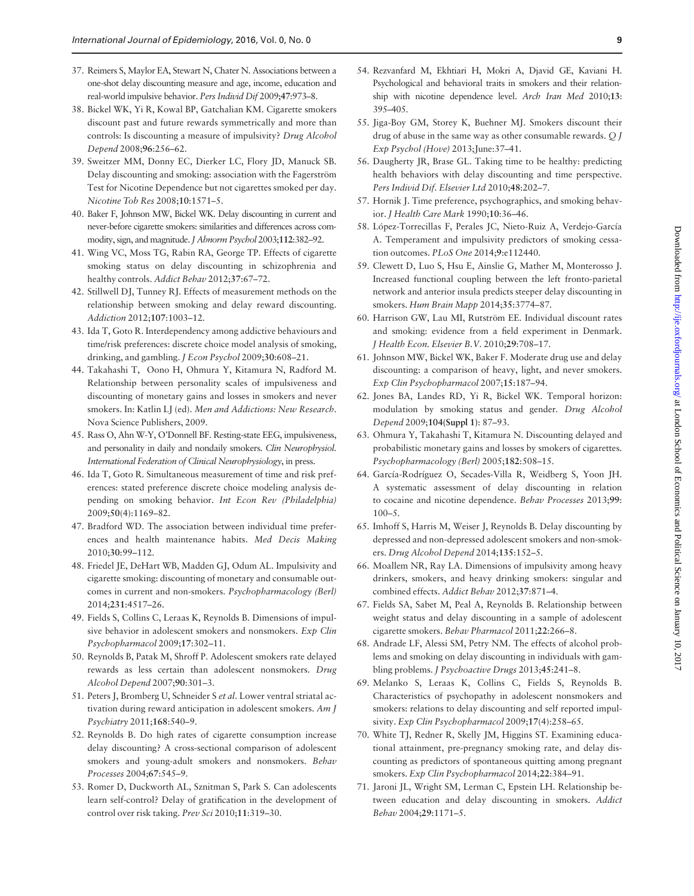37. Reimers S, Maylor EA, Stewart N, Chater N. Associations between a one-shot delay discounting measure and age, income, education and real-world impulsive behavior. *Pers Individ Dif* 2009;**47**:973–8.
38. Bickel WK, Yi R, Kowal BP, Gatchalian KM. Cigarette smokers discount past and future rewards symmetrically and more than controls: Is discounting a measure of impulsivity? *Drug Alcohol Depend* 2008;**96**:256–62.
39. Sweitzer MM, Donny EC, Dierker LC, Flory JD, Manuck SB. Delay discounting and smoking: association with the Fagerström Test for Nicotine Dependence but not cigarettes smoked per day. *Nicotine Tob Res* 2008;**10**:1571–5.
40. Baker F, Johnson MW, Bickel WK. Delay discounting in current and never-before cigarette smokers: similarities and differences across commodity, sign, and magnitude. *J Abnorm Psychol* 2003;**112**:382–92.
41. Wing VC, Moss TG, Rabin RA, George TP. Effects of cigarette smoking status on delay discounting in schizophrenia and healthy controls. *Addict Behav* 2012;**37**:67–72.
42. Stillwell DJ, Tunney RJ. Effects of measurement methods on the relationship between smoking and delay reward discounting. *Addiction* 2012;**107**:1003–12.
43. Ida T, Goto R. Interdependency among addictive behaviours and time/risk preferences: discrete choice model analysis of smoking, drinking, and gambling. *J Econ Psychol* 2009;**30**:608–21.
44. Takahashi T, Oono H, Ohmura Y, Kitamura N, Radford M. Relationship between personality scales of impulsiveness and discounting of monetary gains and losses in smokers and never smokers. In: Katlin LJ (ed). *Men and Addictions: New Research*. Nova Science Publishers, 2009.
45. Rass O, Ahn W-Y, O'Donnell BF. Resting-state EEG, impulsiveness, and personality in daily and nondaily smokers. *Clin Neurophysiol. International Federation of Clinical Neurophysiology*, in press.
46. Ida T, Goto R. Simultaneous measurement of time and risk preferences: stated preference discrete choice modeling analysis depending on smoking behavior. *Int Econ Rev (Philadelphia)* 2009;**50**(4):1169–82.
47. Bradford WD. The association between individual time preferences and health maintenance habits. *Med Decis Making* 2010;**30**:99–112.
48. Friedel JE, DeHart WB, Madden GJ, Odum AL. Impulsivity and cigarette smoking: discounting of monetary and consumable outcomes in current and non-smokers. *Psychopharmacology (Berl)* 2014;**231**:4517–26.
49. Fields S, Collins C, Leraas K, Reynolds B. Dimensions of impulsive behavior in adolescent smokers and nonsmokers. *Exp Clin Psychopharmacol* 2009;**17**:302–11.
50. Reynolds B, Patak M, Shroff P. Adolescent smokers rate delayed rewards as less certain than adolescent nonsmokers. *Drug Alcohol Depend* 2007;**90**:301–3.
51. Peters J, Bromberg U, Schneider S *et al*. Lower ventral striatal activation during reward anticipation in adolescent smokers. *Am J Psychiatry* 2011;**168**:540–9.
52. Reynolds B. Do high rates of cigarette consumption increase delay discounting? A cross-sectional comparison of adolescent smokers and young-adult smokers and nonsmokers. *Behav Processes* 2004;**67**:545–9.
53. Romer D, Duckworth AL, Sznitman S, Park S. Can adolescents learn self-control? Delay of gratification in the development of control over risk taking. *Prev Sci* 2010;**11**:319–30.
54. Rezvanfard M, Ekhtiari H, Mokri A, Djavid GE, Kaviani H. Psychological and behavioral traits in smokers and their relationship with nicotine dependence level. *Arch Iran Med* 2010;**13**: 395–405.
55. Jiga-Boy GM, Storey K, Buehner MJ. Smokers discount their drug of abuse in the same way as other consumable rewards. *Q J Exp Psychol (Hove)* 2013;June:37–41.
56. Daugherty JR, Brase GL. Taking time to be healthy: predicting health behaviors with delay discounting and time perspective. *Pers Individ Dif. Elsevier Ltd* 2010;**48**:202–7.
57. Hornik J. Time preference, psychographics, and smoking behavior. *J Health Care Mark* 1990;**10**:36–46.
58. López-Torrecillas F, Perales JC, Nieto-Ruiz A, Verdejo-García A. Temperament and impulsivity predictors of smoking cessation outcomes. *PLoS One* 2014;**9**:e112440.
59. Clewett D, Luo S, Hsu E, Ainslie G, Mather M, Monterosso J. Increased functional coupling between the left fronto-parietal network and anterior insula predicts steeper delay discounting in smokers. *Hum Brain Mapp* 2014;**35**:3774–87.
60. Harrison GW, Lau MI, Rutström EE. Individual discount rates and smoking: evidence from a field experiment in Denmark. *J Health Econ. Elsevier B.V.* 2010;**29**:708–17.
61. Johnson MW, Bickel WK, Baker F. Moderate drug use and delay discounting: a comparison of heavy, light, and never smokers. *Exp Clin Psychopharmacol* 2007;**15**:187–94.
62. Jones BA, Landes RD, Yi R, Bickel WK. Temporal horizon: modulation by smoking status and gender. *Drug Alcohol Depend* 2009;**104(Suppl 1)**: 87–93.
63. Ohmura Y, Takahashi T, Kitamura N. Discounting delayed and probabilistic monetary gains and losses by smokers of cigarettes. *Psychopharmacology (Berl)* 2005;**182**:508–15.
64. García-Rodríguez O, Secades-Villa R, Weidberg S, Yoon JH. A systematic assessment of delay discounting in relation to cocaine and nicotine dependence. *Behav Processes* 2013;**99**: 100–5.
65. Imhoff S, Harris M, Weiser J, Reynolds B. Delay discounting by depressed and non-depressed adolescent smokers and non-smokers. *Drug Alcohol Depend* 2014;**135**:152–5.
66. Moallem NR, Ray LA. Dimensions of impulsivity among heavy drinkers, smokers, and heavy drinking smokers: singular and combined effects. *Addict Behav* 2012;**37**:871–4.
67. Fields SA, Sabet M, Peal A, Reynolds B. Relationship between weight status and delay discounting in a sample of adolescent cigarette smokers. *Behav Pharmacol* 2011;**22**:266–8.
68. Andrade LF, Alessi SM, Petry NM. The effects of alcohol problems and smoking on delay discounting in individuals with gambling problems. *J Psychoactive Drugs* 2013;**45**:241–8.
69. Melanko S, Leraas K, Collins C, Fields S, Reynolds B. Characteristics of psychopathy in adolescent nonsmokers and smokers: relations to delay discounting and self reported impulsivity. *Exp Clin Psychopharmacol* 2009;**17**(4):258–65.
70. White TJ, Redner R, Skelly JM, Higgins ST. Examining educational attainment, pre-pregnancy smoking rate, and delay discounting as predictors of spontaneous quitting among pregnant smokers. *Exp Clin Psychopharmacol* 2014;**22**:384–91.
71. Jaroni JL, Wright SM, Lerman C, Epstein LH. Relationship between education and delay discounting in smokers. *Addict Behav* 2004;**29**:1171–5.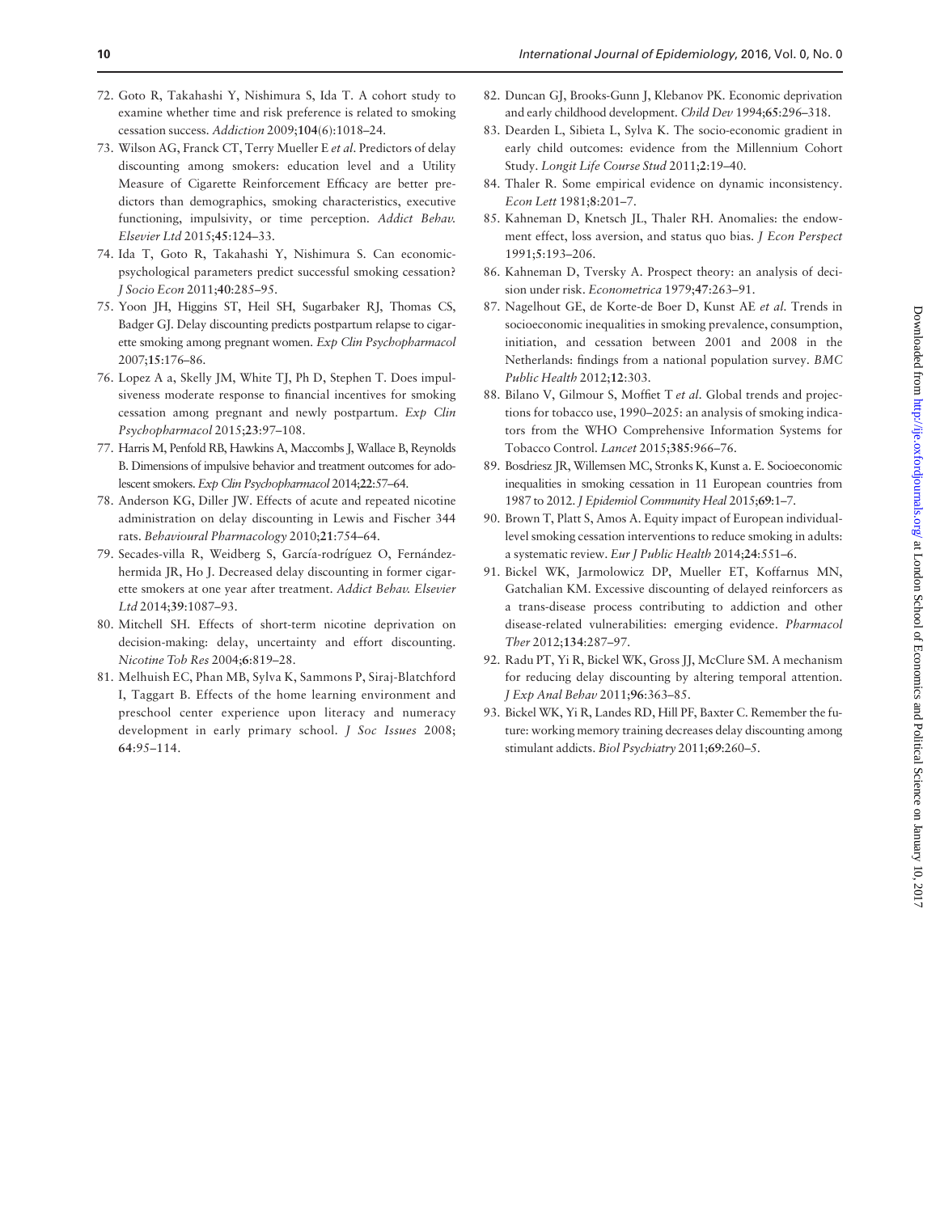72. Goto R, Takahashi Y, Nishimura S, Ida T. A cohort study to examine whether time and risk preference is related to smoking cessation success. *Addiction* 2009;**104**(6):1018–24.
73. Wilson AG, Franck CT, Terry Mueller E *et al*. Predictors of delay discounting among smokers: education level and a Utility Measure of Cigarette Reinforcement Efficacy are better predictors than demographics, smoking characteristics, executive functioning, impulsivity, or time perception. *Addict Behav. Elsevier Ltd* 2015;**45**:124–33.
74. Ida T, Goto R, Takahashi Y, Nishimura S. Can economic-psychological parameters predict successful smoking cessation? *J Socio Econ* 2011;**40**:285–95.
75. Yoon JH, Higgins ST, Heil SH, Sugarbaker RJ, Thomas CS, Badger GJ. Delay discounting predicts postpartum relapse to cigarette smoking among pregnant women. *Exp Clin Psychopharmacol* 2007;**15**:176–86.
76. Lopez A a, Skelly JM, White TJ, Ph D, Stephen T. Does impulsiveness moderate response to financial incentives for smoking cessation among pregnant and newly postpartum. *Exp Clin Psychopharmacol* 2015;**23**:97–108.
77. Harris M, Penfold RB, Hawkins A, Maccombs J, Wallace B, Reynolds B. Dimensions of impulsive behavior and treatment outcomes for adolescent smokers. *Exp Clin Psychopharmacol* 2014;**22**:57–64.
78. Anderson KG, Diller JW. Effects of acute and repeated nicotine administration on delay discounting in Lewis and Fischer 344 rats. *Behavioural Pharmacology* 2010;**21**:754–64.
79. Secades-villa R, Weidberg S, García-rodríguez O, Fernández-hermida JR, Ho J. Decreased delay discounting in former cigarette smokers at one year after treatment. *Addict Behav. Elsevier Ltd* 2014;**39**:1087–93.
80. Mitchell SH. Effects of short-term nicotine deprivation on decision-making: delay, uncertainty and effort discounting. *Nicotine Tob Res* 2004;**6**:819–28.
81. Melhuish EC, Phan MB, Sylva K, Sammons P, Siraj-Blatchford I, Taggart B. Effects of the home learning environment and preschool center experience upon literacy and numeracy development in early primary school. *J Soc Issues* 2008; **64**:95–114.
82. Duncan GJ, Brooks-Gunn J, Klebanov PK. Economic deprivation and early childhood development. *Child Dev* 1994;**65**:296–318.
83. Dearden L, Sibieta L, Sylva K. The socio-economic gradient in early child outcomes: evidence from the Millennium Cohort Study. *Longit Life Course Stud* 2011;**2**:19–40.
84. Thaler R. Some empirical evidence on dynamic inconsistency. *Econ Lett* 1981;**8**:201–7.
85. Kahneman D, Knetsch JL, Thaler RH. Anomalies: the endowment effect, loss aversion, and status quo bias. *J Econ Perspect* 1991;**5**:193–206.
86. Kahneman D, Tversky A. Prospect theory: an analysis of decision under risk. *Econometrica* 1979;**47**:263–91.
87. Nagelhout GE, de Korte-de Boer D, Kunst AE *et al*. Trends in socioeconomic inequalities in smoking prevalence, consumption, initiation, and cessation between 2001 and 2008 in the Netherlands: findings from a national population survey. *BMC Public Health* 2012;**12**:303.
88. Bilano V, Gilmour S, Moffiet T *et al*. Global trends and projections for tobacco use, 1990–2025: an analysis of smoking indicators from the WHO Comprehensive Information Systems for Tobacco Control. *Lancet* 2015;**385**:966–76.
89. Bosdriesz JR, Willemsen MC, Stronks K, Kunst a. E. Socioeconomic inequalities in smoking cessation in 11 European countries from 1987 to 2012. *J Epidemiol Community Heal* 2015;**69**:1–7.
90. Brown T, Platt S, Amos A. Equity impact of European individual-level smoking cessation interventions to reduce smoking in adults: a systematic review. *Eur J Public Health* 2014;**24**:551–6.
91. Bickel WK, Jarmolowicz DP, Mueller ET, Koffarnus MN, Gatchalian KM. Excessive discounting of delayed reinforcers as a trans-disease process contributing to addiction and other disease-related vulnerabilities: emerging evidence. *Pharmacol Ther* 2012;**134**:287–97.
92. Radu PT, Yi R, Bickel WK, Gross JJ, McClure SM. A mechanism for reducing delay discounting by altering temporal attention. *J Exp Anal Behav* 2011;**96**:363–85.
93. Bickel WK, Yi R, Landes RD, Hill PF, Baxter C. Remember the future: working memory training decreases delay discounting among stimulant addicts. *Biol Psychiatry* 2011;**69**:260–5.